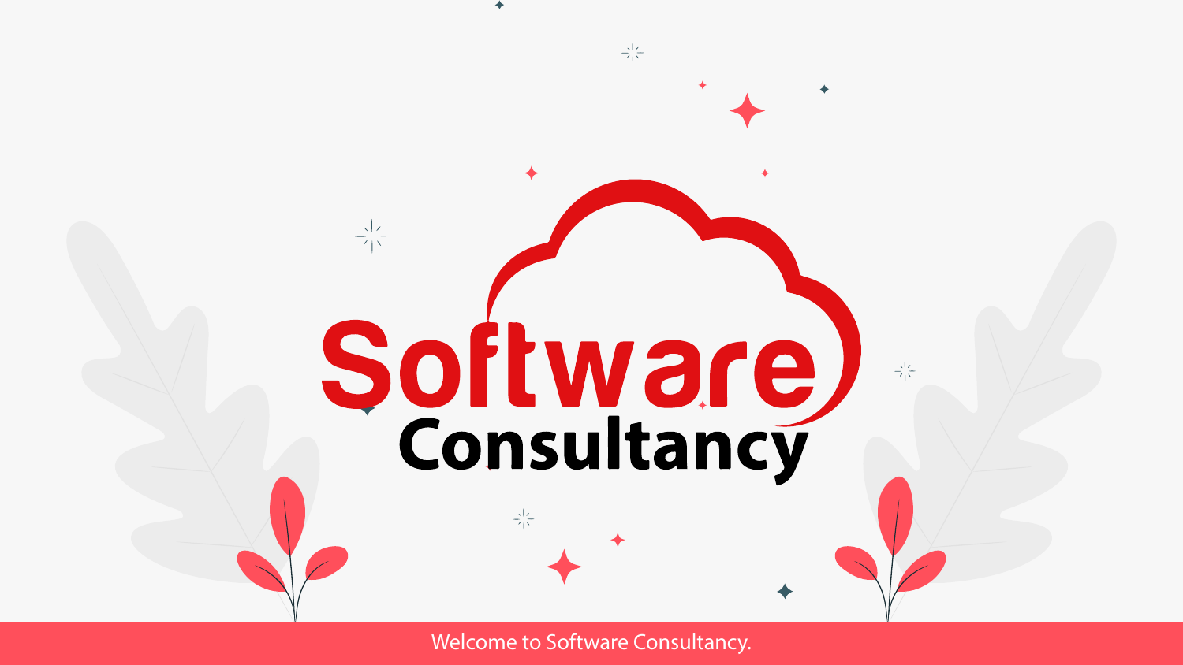# Software Consultancy

Welcome to Software Consultancy.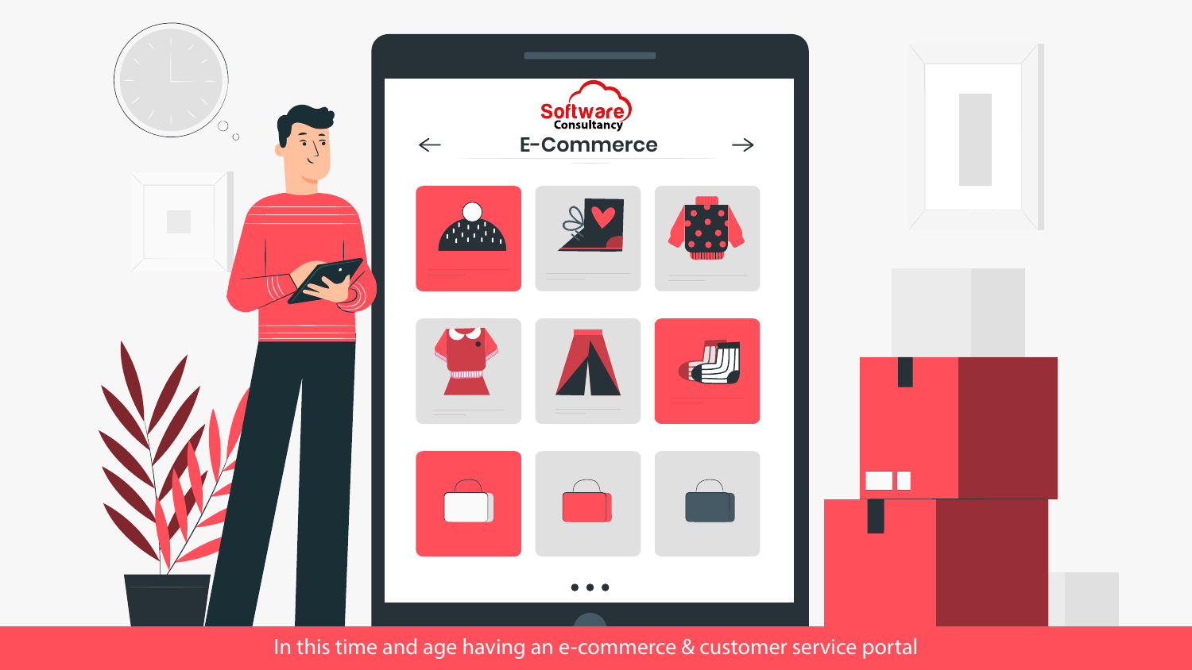Software Consultancy

E-Commerce

In this time and age having an e-commerce & customer service portal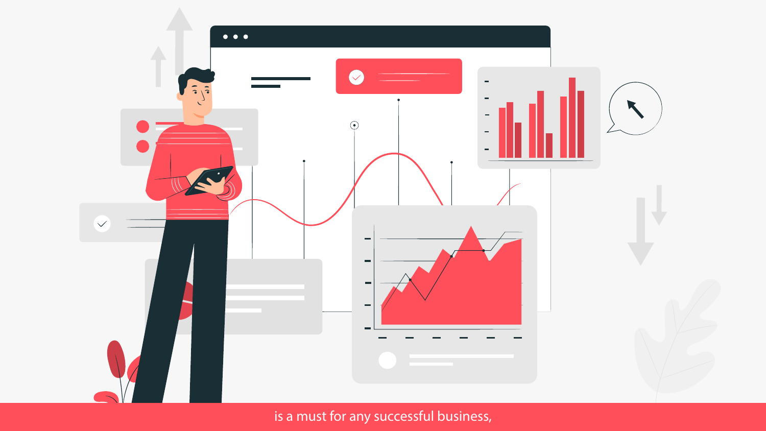is a must for any successful business,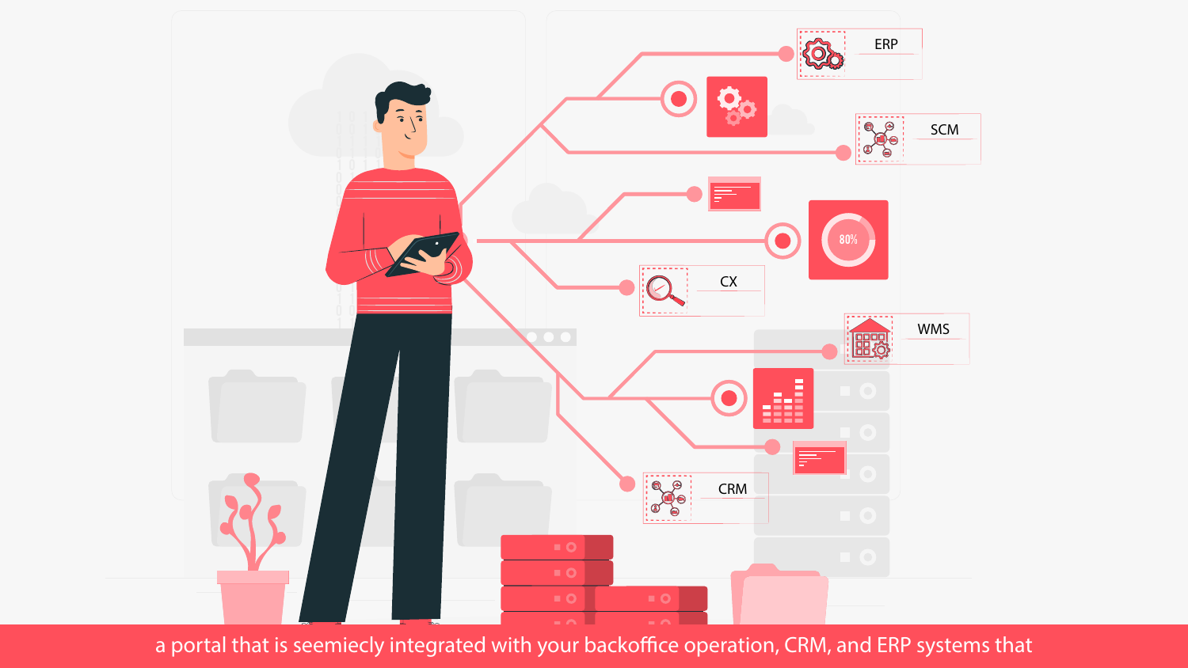ERP

SCM

CX

WMS

CRM

80%

a portal that is seemiecly integrated with your backoffice operation, CRM, and ERP systems that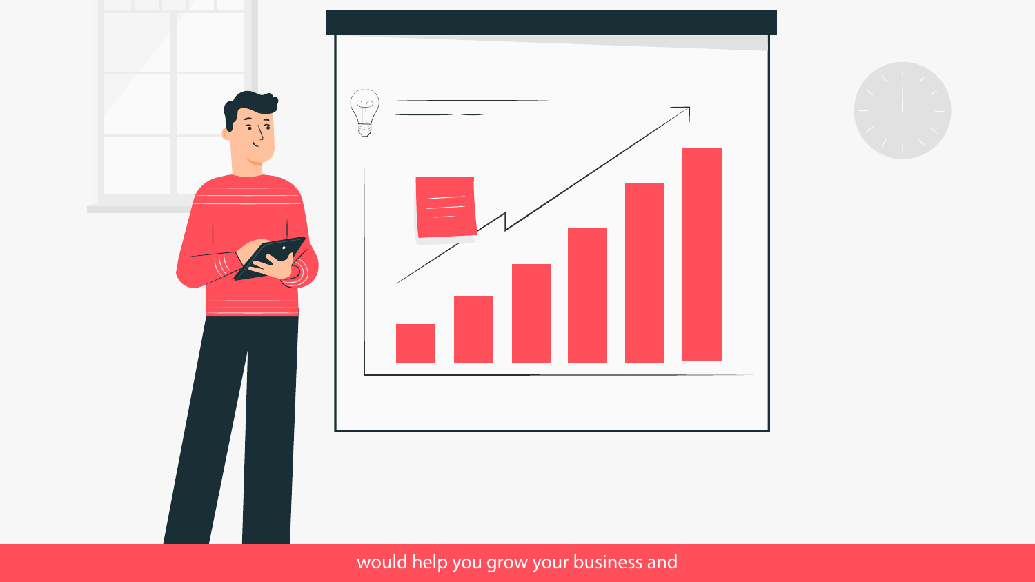would help you grow your business and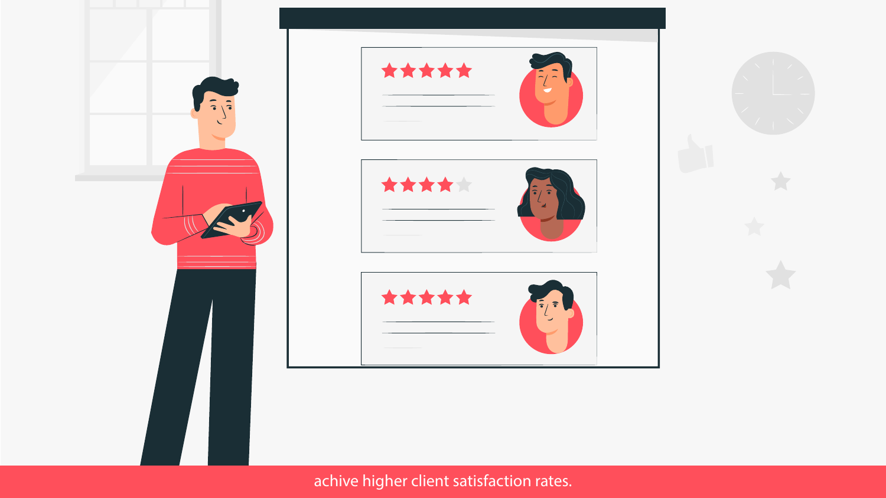achive higher client satisfaction rates.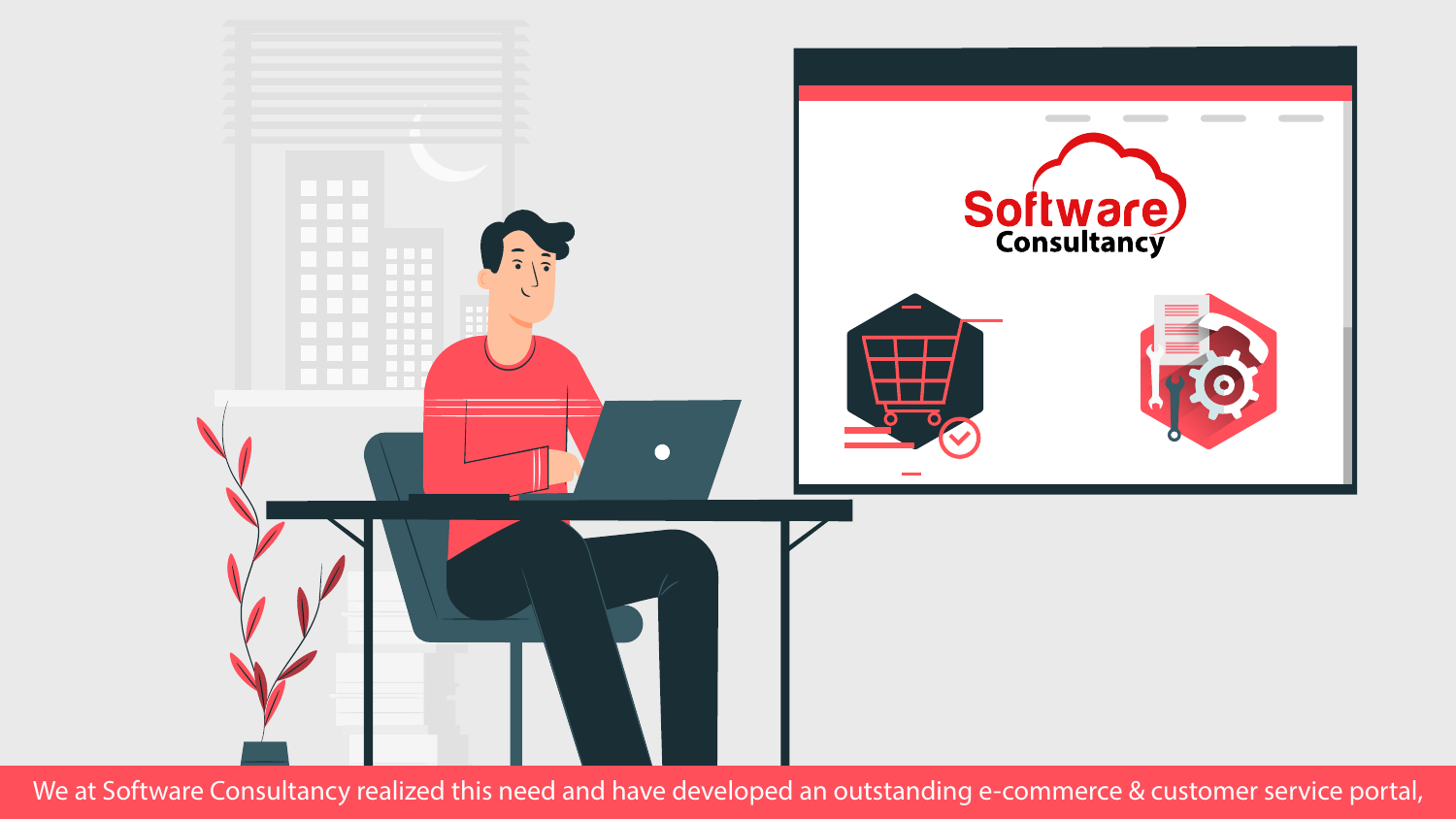We at Software Consultancy realized this need and have developed an outstanding e-commerce & customer service portal,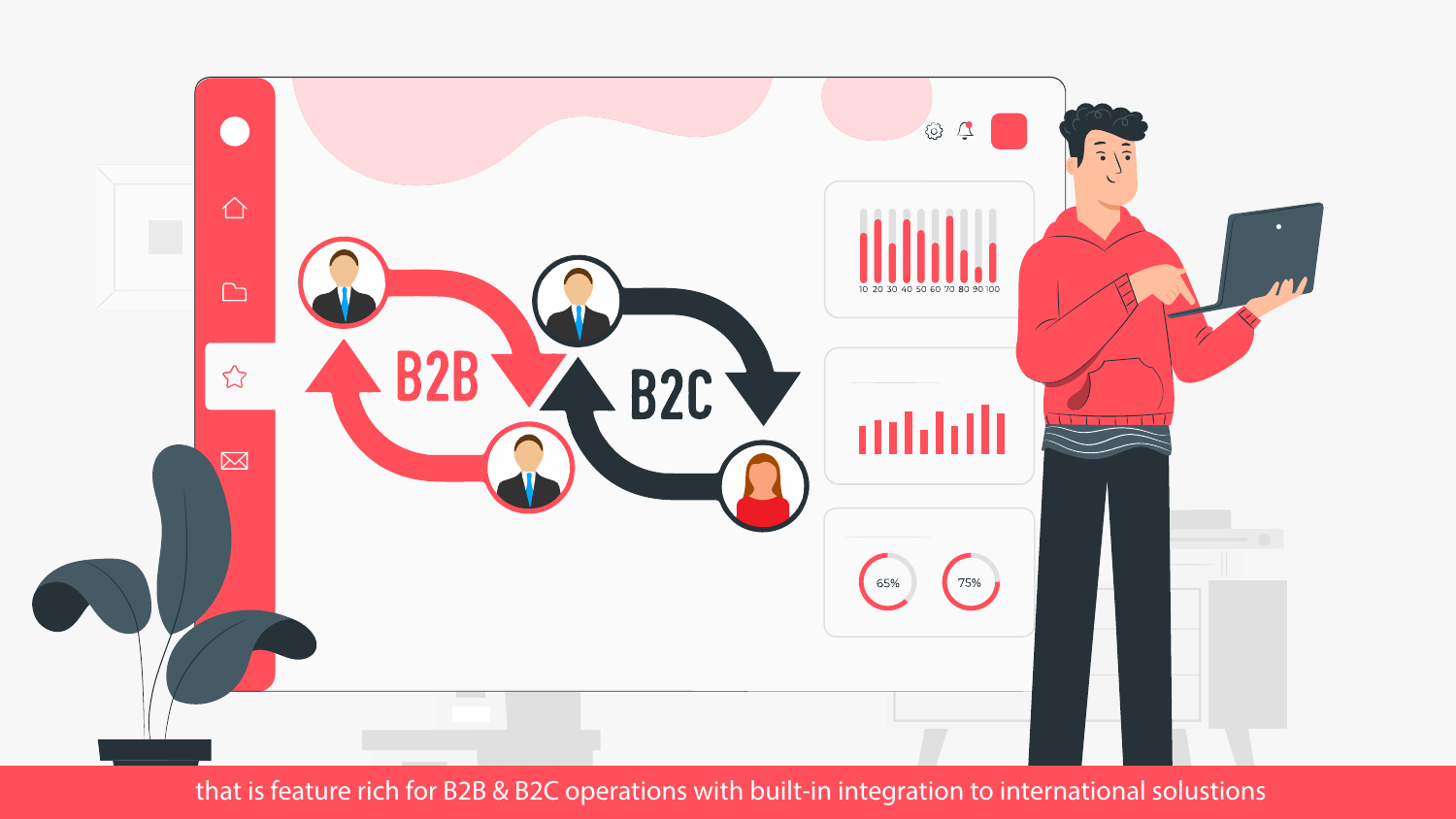that is feature rich for B2B & B2C operations with built-in integration to international solustions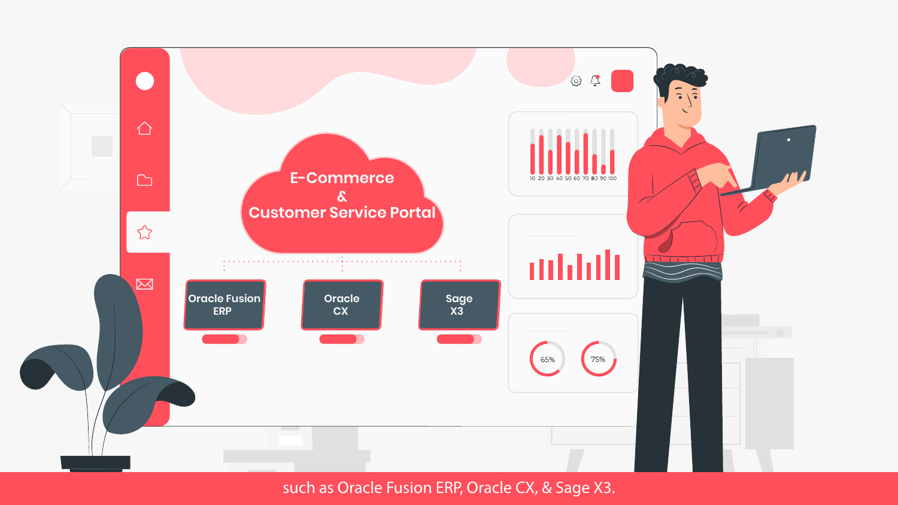E-Commerce & Customer Service Portal

Oracle Fusion ERP

Oracle CX

Sage X3

such as Oracle Fusion ERP, Oracle CX, & Sage X3.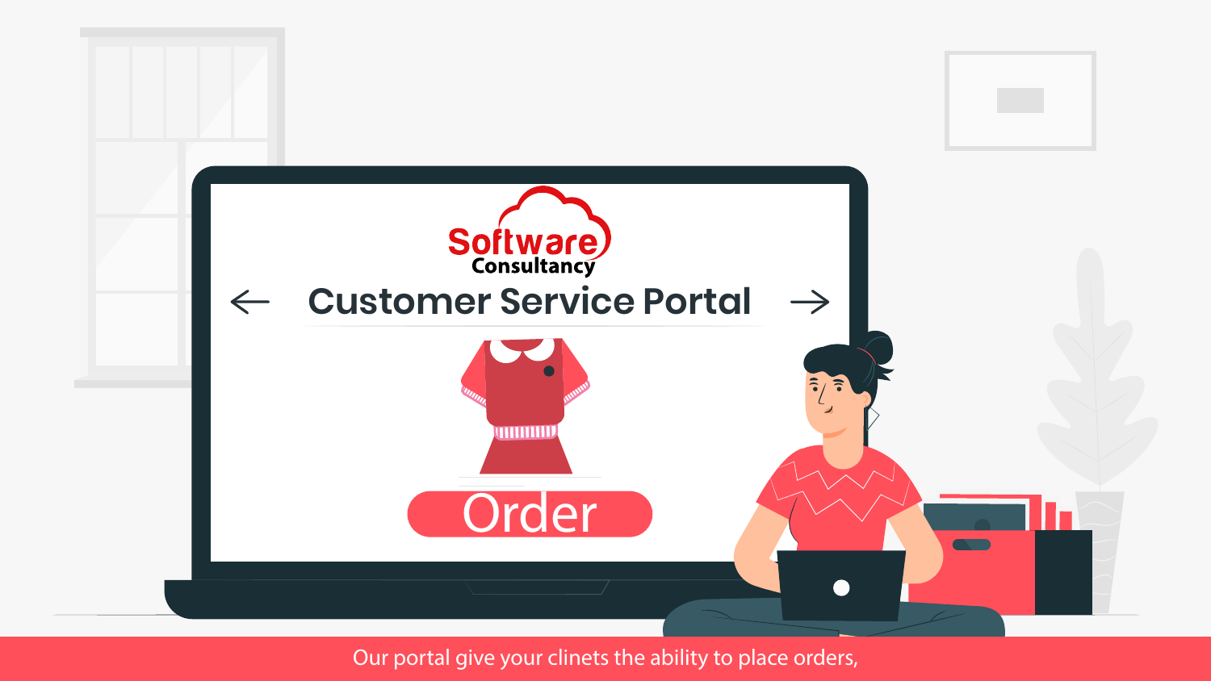Software Consultancy

# Customer Service Portal

Order

Our portal give your clinets the ability to place orders,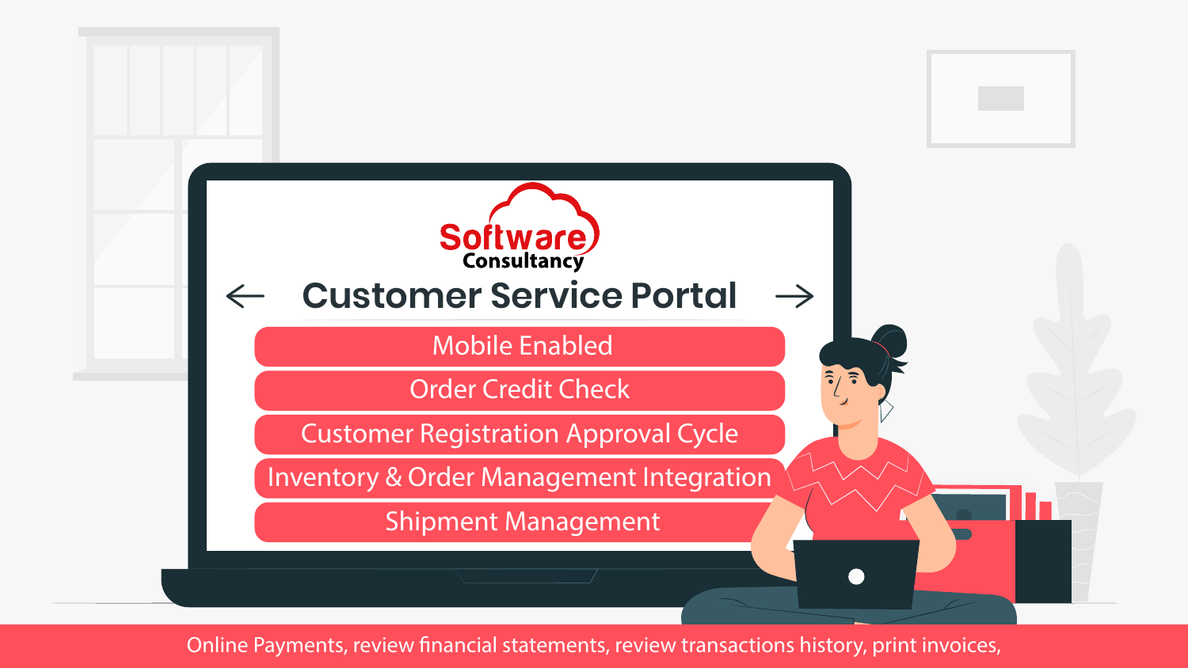Software Consultancy

# Customer Service Portal

- Mobile Enabled
- Order Credit Check
- Customer Registration Approval Cycle
- Inventory & Order Management Integration
- Shipment Management

Online Payments, review financial statements, review transactions history, print invoices,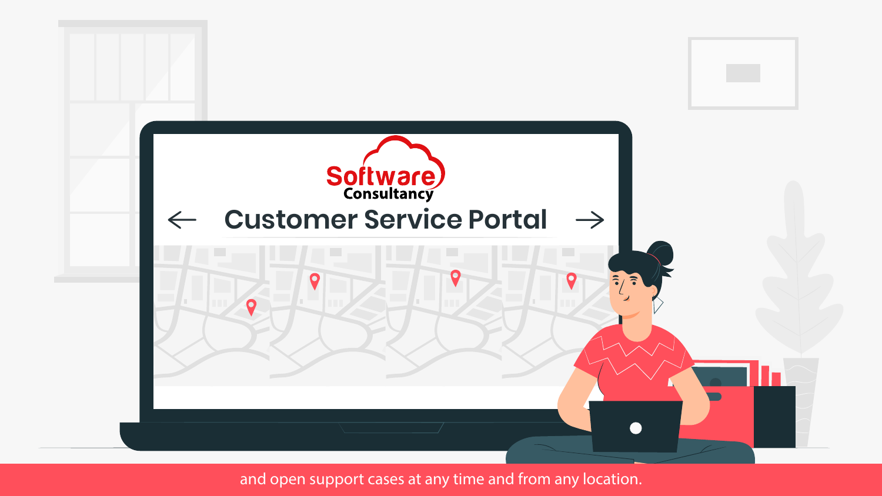Software Consultancy

# Customer Service Portal

and open support cases at any time and from any location.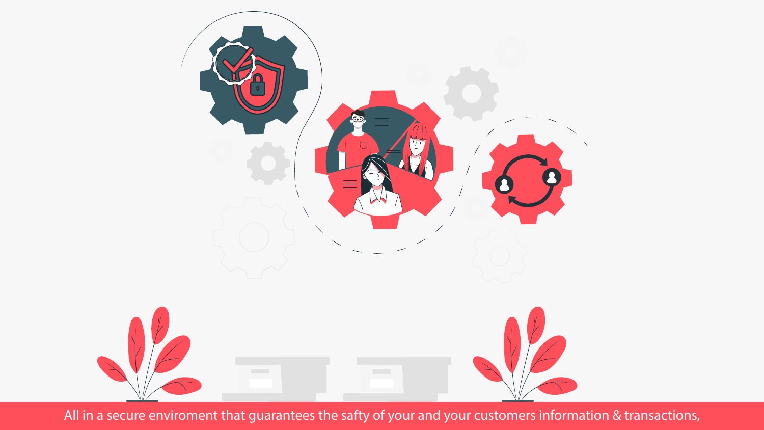All in a secure enviroment that guarantees the safty of your and your customers information & transactions,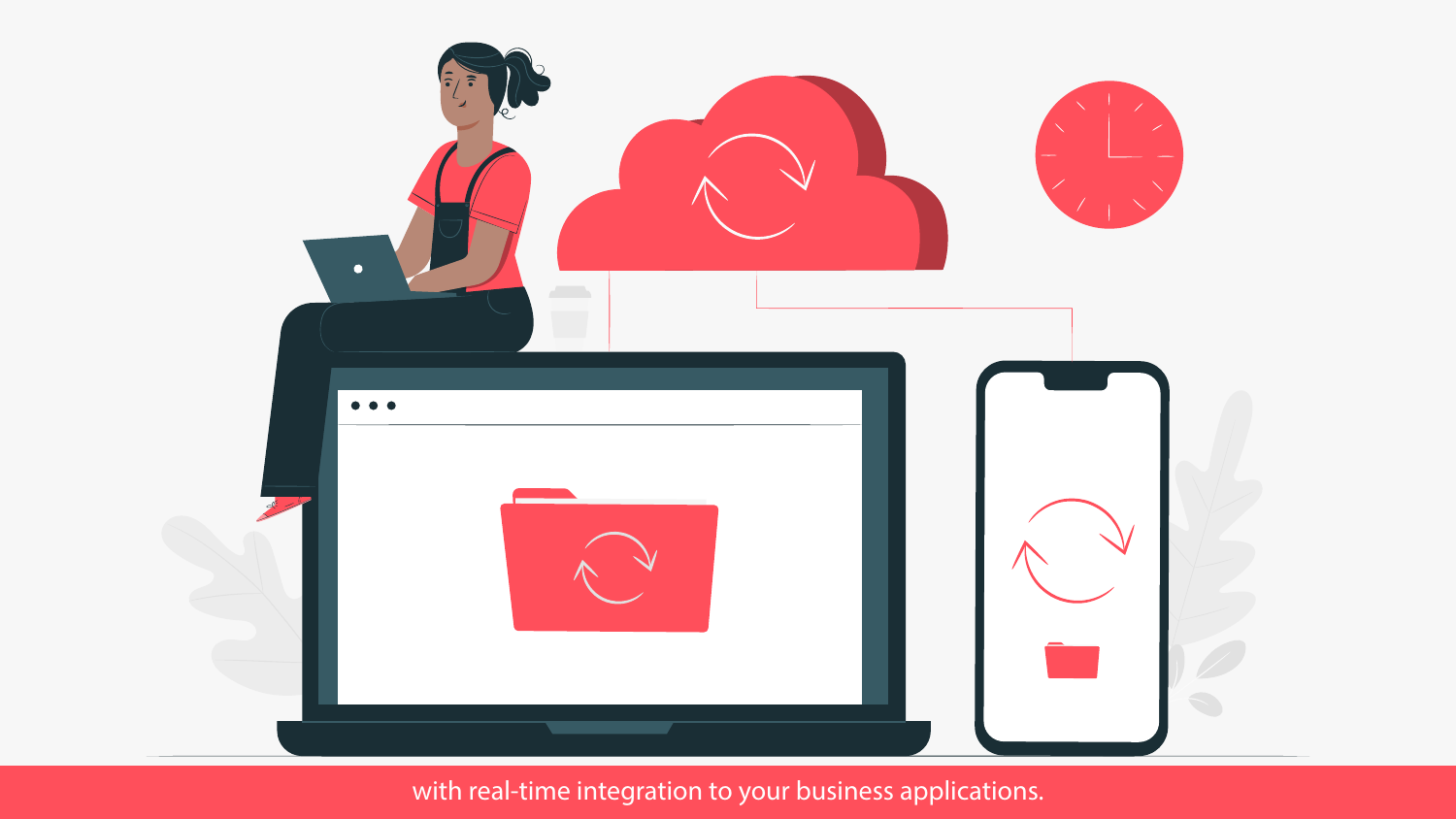with real-time integration to your business applications.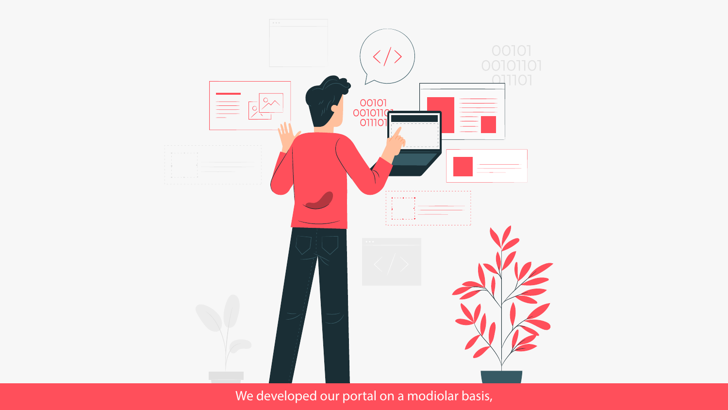We developed our portal on a modiolar basis,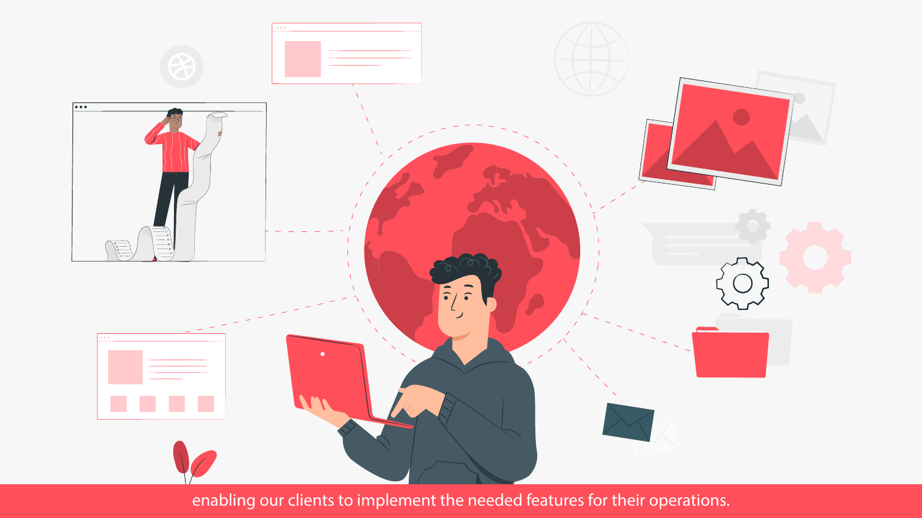enabling our clients to implement the needed features for their operations.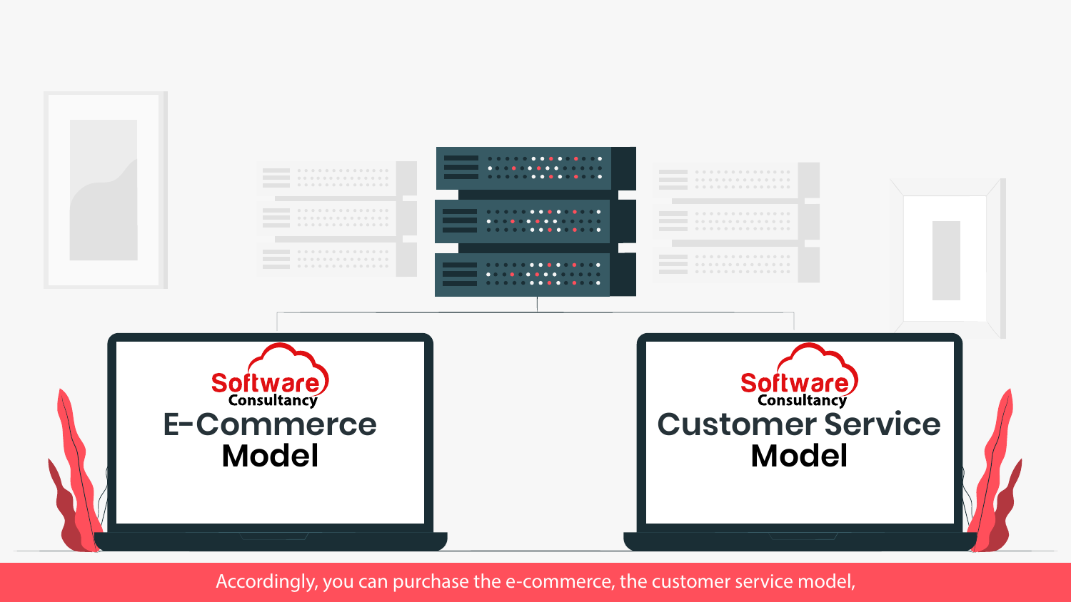Software Consultancy

E-Commerce Model

Software Consultancy

Customer Service Model

Accordingly, you can purchase the e-commerce, the customer service model,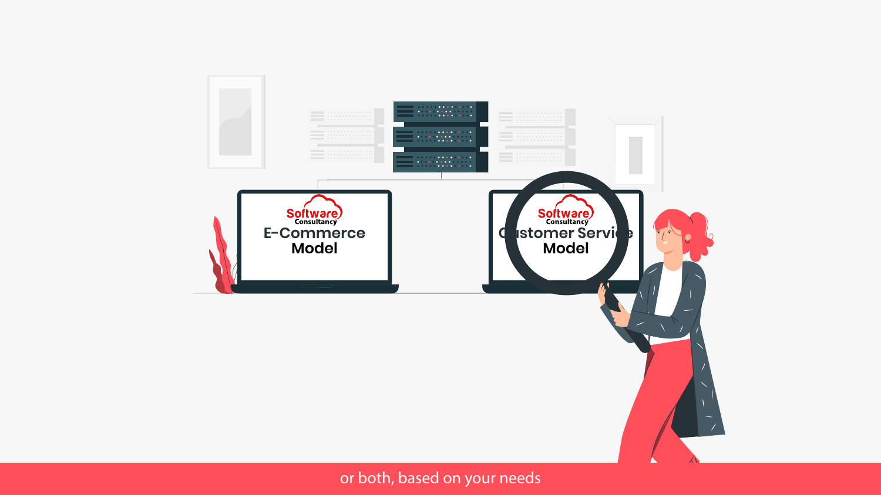Software Consultancy

E-Commerce Model

Software Consultancy

Customer Service Model

or both, based on your needs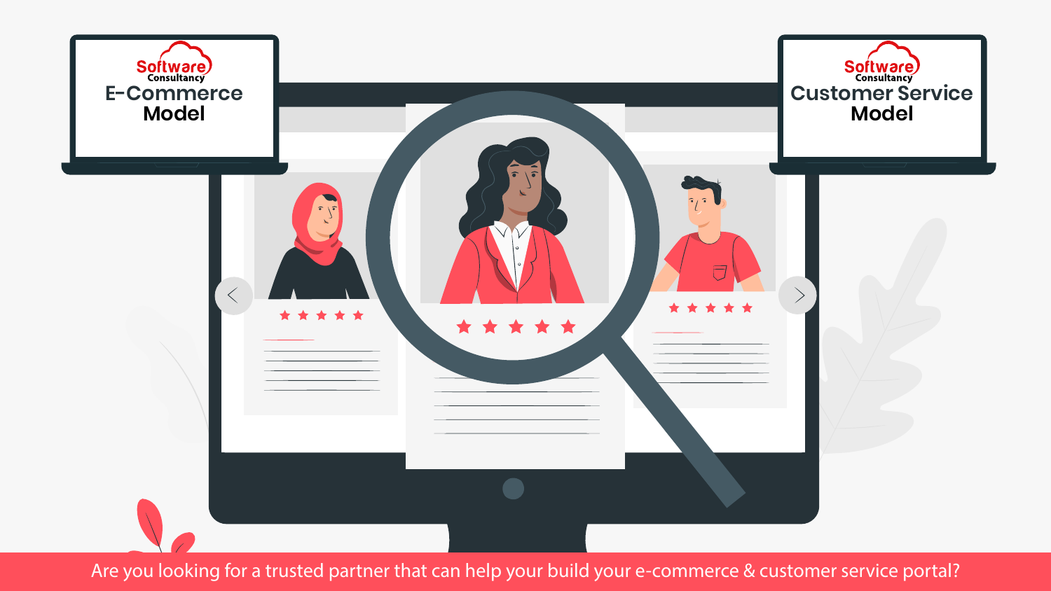Software Consultancy

E-Commerce Model

Software Consultancy

Customer Service Model

Are you looking for a trusted partner that can help your build your e-commerce & customer service portal?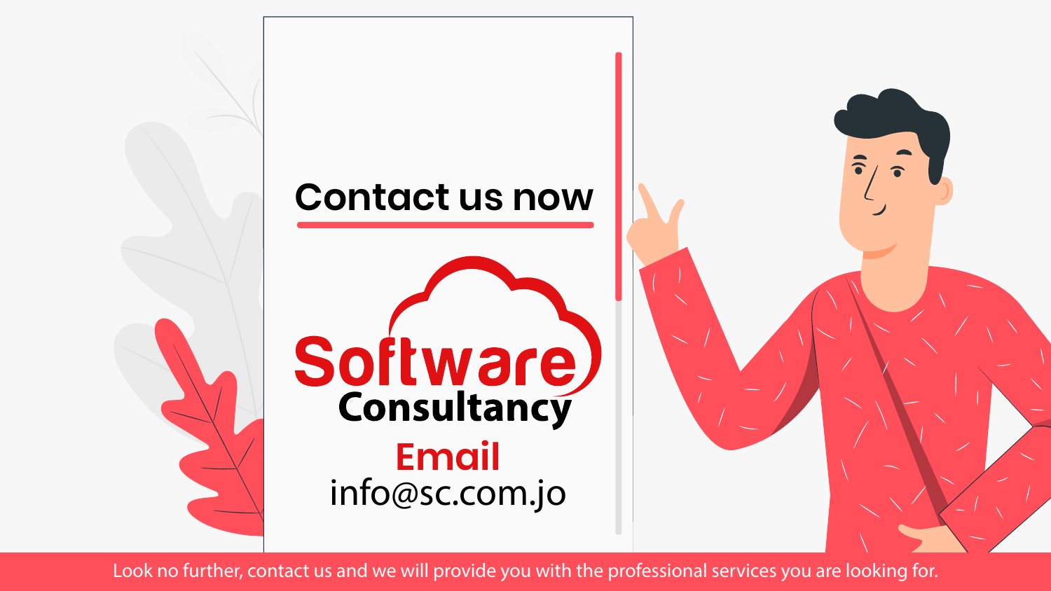# Contact us now

**Software Consultancy**

**Email**

info@sc.com.jo

Look no further, contact us and we will provide you with the professional services you are looking for.